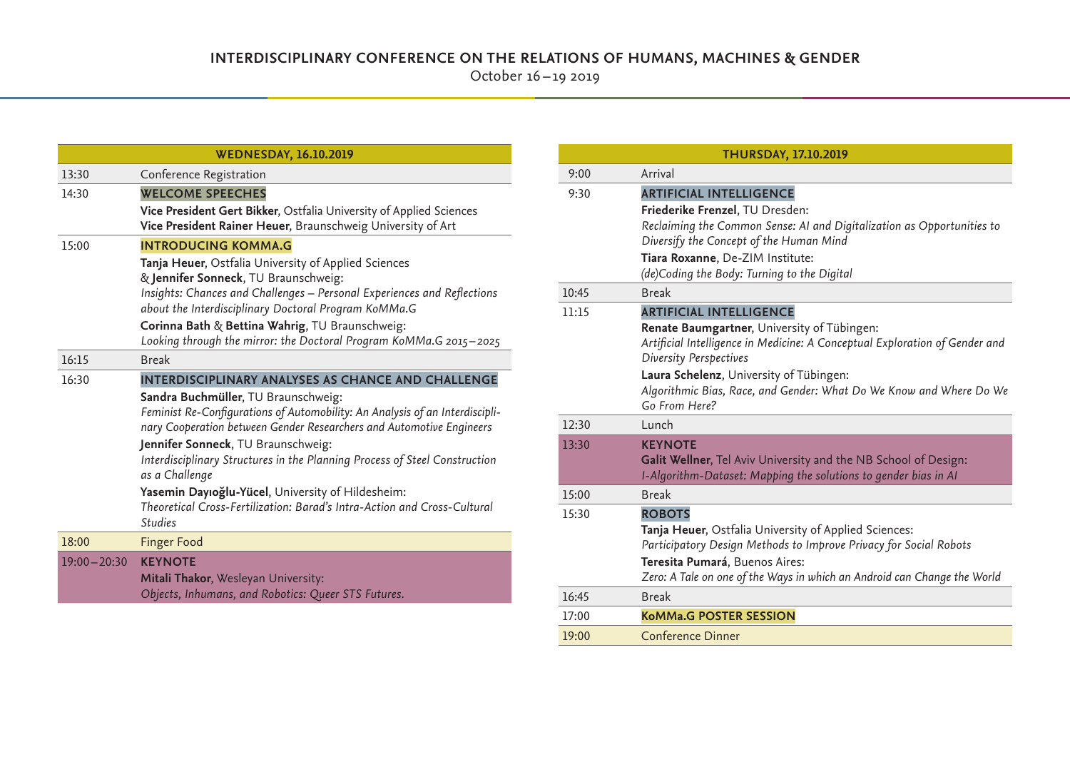# INTERDISCIPLINARY CONFERENCE ON THE RELATIONS OF HUMANS, MACHINES & GENDER

October 16 – 19 2019

| WEDNESDAY, 16.10.2019 | |
|---|---|
| 13:30 | Conference Registration |
| 14:30 | **WELCOME SPEECHES**<br>**Vice President Gert Bikker**, Ostfalia University of Applied Sciences<br>**Vice President Rainer Heuer**, Braunschweig University of Art |
| 15:00 | **INTRODUCING KOMMA.G**<br>**Tanja Heuer**, Ostfalia University of Applied Sciences & **Jennifer Sonneck**, TU Braunschweig:<br>*Insights: Chances and Challenges – Personal Experiences and Reflections about the Interdisciplinary Doctoral Program KoMMa.G*<br>**Corinna Bath** & **Bettina Wahrig**, TU Braunschweig:<br>*Looking through the mirror: the Doctoral Program KoMMa.G 2015 – 2025* |
| 16:15 | Break |
| 16:30 | **INTERDISCIPLINARY ANALYSES AS CHANCE AND CHALLENGE**<br>**Sandra Buchmüller**, TU Braunschweig:<br>*Feminist Re-Configurations of Automobility: An Analysis of an Interdisciplinary Cooperation between Gender Researchers and Automotive Engineers*<br>**Jennifer Sonneck**, TU Braunschweig:<br>*Interdisciplinary Structures in the Planning Process of Steel Construction as a Challenge*<br>**Yasemin Dayıoğlu-Yücel**, University of Hildesheim:<br>*Theoretical Cross-Fertilization: Barad's Intra-Action and Cross-Cultural Studies* |
| 18:00 | Finger Food |
| 19:00 – 20:30 | **KEYNOTE**<br>**Mitali Thakor**, Wesleyan University:<br>*Objects, Inhumans, and Robotics: Queer STS Futures.* |

| THURSDAY, 17.10.2019 | |
|---|---|
| 9:00 | Arrival |
| 9:30 | **ARTIFICIAL INTELLIGENCE**<br>**Friederike Frenzel**, TU Dresden:<br>*Reclaiming the Common Sense: AI and Digitalization as Opportunities to Diversify the Concept of the Human Mind*<br>**Tiara Roxanne**, De-ZIM Institute:<br>*(de)Coding the Body: Turning to the Digital* |
| 10:45 | Break |
| 11:15 | **ARTIFICIAL INTELLIGENCE**<br>**Renate Baumgartner**, University of Tübingen:<br>*Artificial Intelligence in Medicine: A Conceptual Exploration of Gender and Diversity Perspectives*<br>**Laura Schelenz**, University of Tübingen:<br>*Algorithmic Bias, Race, and Gender: What Do We Know and Where Do We Go From Here?* |
| 12:30 | Lunch |
| 13:30 | **KEYNOTE**<br>**Galit Wellner**, Tel Aviv University and the NB School of Design:<br>*I-Algorithm-Dataset: Mapping the solutions to gender bias in AI* |
| 15:00 | Break |
| 15:30 | **ROBOTS**<br>**Tanja Heuer**, Ostfalia University of Applied Sciences:<br>*Participatory Design Methods to Improve Privacy for Social Robots*<br>**Teresita Pumará**, Buenos Aires:<br>*Zero: A Tale on one of the Ways in which an Android can Change the World* |
| 16:45 | Break |
| 17:00 | **KoMMa.G POSTER SESSION** |
| 19:00 | Conference Dinner |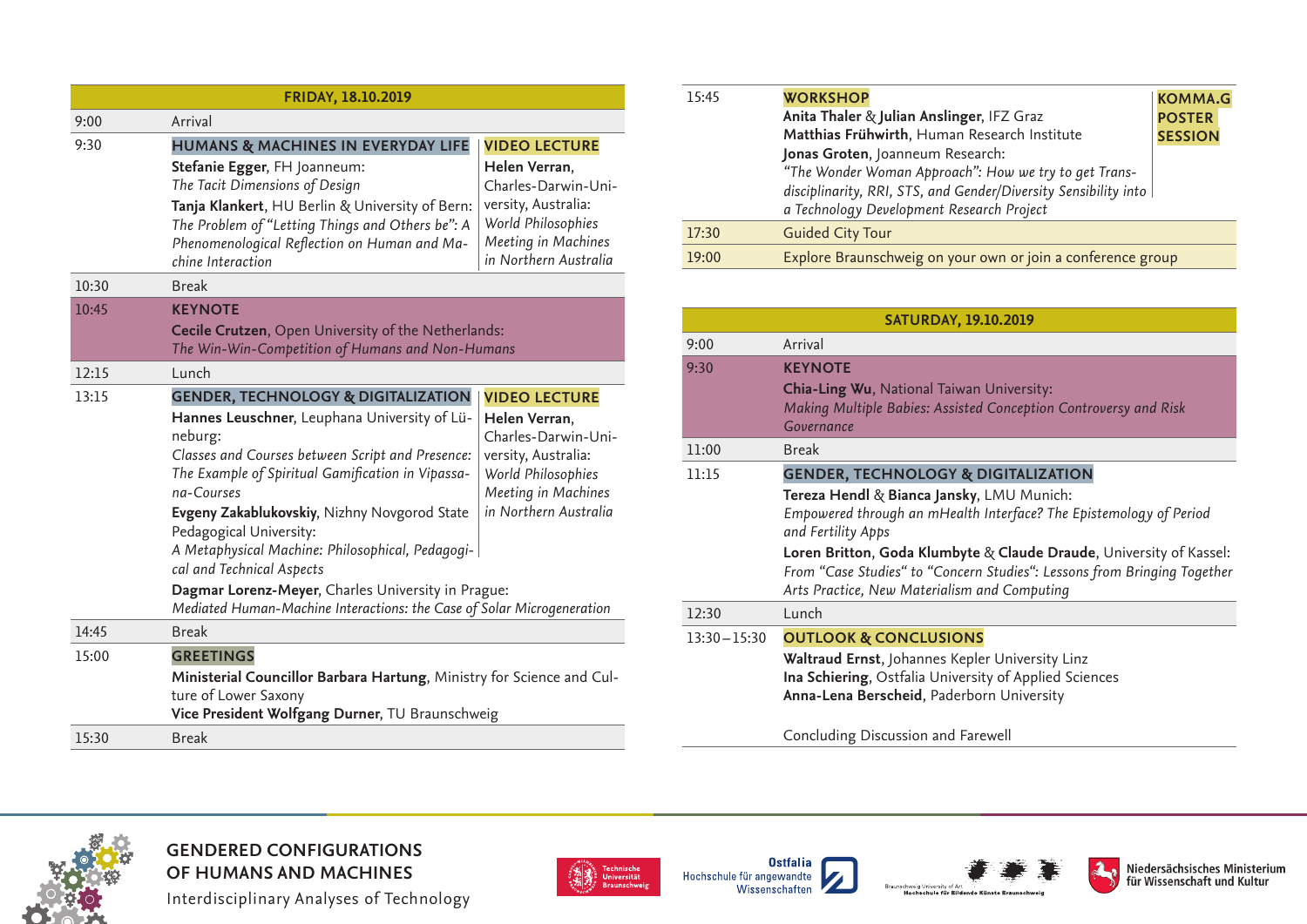## FRIDAY, 18.10.2019

| | |
|---|---|
| 9:00 | Arrival |
| 9:30 | **HUMANS & MACHINES IN EVERYDAY LIFE**<br>**Stefanie Egger**, FH Joanneum: *The Tacit Dimensions of Design*<br>**Tanja Klankert**, HU Berlin & University of Bern: *The Problem of "Letting Things and Others be": A Phenomenological Reflection on Human and Machine Interaction*<br><br>**VIDEO LECTURE**<br>**Helen Verran**, Charles-Darwin-University, Australia: *World Philosophies Meeting in Machines in Northern Australia* |
| 10:30 | Break |
| 10:45 | **KEYNOTE**<br>**Cecile Crutzen**, Open University of the Netherlands: *The Win-Win-Competition of Humans and Non-Humans* |
| 12:15 | Lunch |
| 13:15 | **GENDER, TECHNOLOGY & DIGITALIZATION**<br>**Hannes Leuschner**, Leuphana University of Lüneburg: *Classes and Courses between Script and Presence: The Example of Spiritual Gamification in Vipassana-Courses*<br>**Evgeny Zakablukovskiy**, Nizhny Novgorod State Pedagogical University: *A Metaphysical Machine: Philosophical, Pedagogical and Technical Aspects*<br>**Dagmar Lorenz-Meyer**, Charles University in Prague: *Mediated Human-Machine Interactions: the Case of Solar Microgeneration*<br><br>**VIDEO LECTURE**<br>**Helen Verran**, Charles-Darwin-University, Australia: *World Philosophies Meeting in Machines in Northern Australia* |
| 14:45 | Break |
| 15:00 | **GREETINGS**<br>**Ministerial Councillor Barbara Hartung**, Ministry for Science and Culture of Lower Saxony<br>**Vice President Wolfgang Durner**, TU Braunschweig |
| 15:30 | Break |
| 15:45 | **WORKSHOP**<br>**Anita Thaler** & **Julian Anslinger**, IFZ Graz<br>**Matthias Frühwirth**, Human Research Institute<br>**Jonas Groten**, Joanneum Research: *"The Wonder Woman Approach": How we try to get Transdisciplinarity, RRI, STS, and Gender/Diversity Sensibility into a Technology Development Research Project*<br><br>**KOMMA.G POSTER SESSION** |
| 17:30 | Guided City Tour |
| 19:00 | Explore Braunschweig on your own or join a conference group |

## SATURDAY, 19.10.2019

| | |
|---|---|
| 9:00 | Arrival |
| 9:30 | **KEYNOTE**<br>**Chia-Ling Wu**, National Taiwan University: *Making Multiple Babies: Assisted Conception Controversy and Risk Governance* |
| 11:00 | Break |
| 11:15 | **GENDER, TECHNOLOGY & DIGITALIZATION**<br>**Tereza Hendl** & **Bianca Jansky**, LMU Munich: *Empowered through an mHealth Interface? The Epistemology of Period and Fertility Apps*<br>**Loren Britton**, **Goda Klumbyte** & **Claude Draude**, University of Kassel: *From "Case Studies" to "Concern Studies": Lessons from Bringing Together Arts Practice, New Materialism and Computing* |
| 12:30 | Lunch |
| 13:30–15:30 | **OUTLOOK & CONCLUSIONS**<br>**Waltraud Ernst**, Johannes Kepler University Linz<br>**Ina Schiering**, Ostfalia University of Applied Sciences<br>**Anna-Lena Berscheid**, Paderborn University<br><br>Concluding Discussion and Farewell |

**GENDERED CONFIGURATIONS OF HUMANS AND MACHINES**
Interdisciplinary Analyses of Technology

Technische Universität Braunschweig · Ostfalia Hochschule für angewandte Wissenschaften · Braunschweig University of Art – Hochschule für Bildende Künste Braunschweig · Niedersächsisches Ministerium für Wissenschaft und Kultur